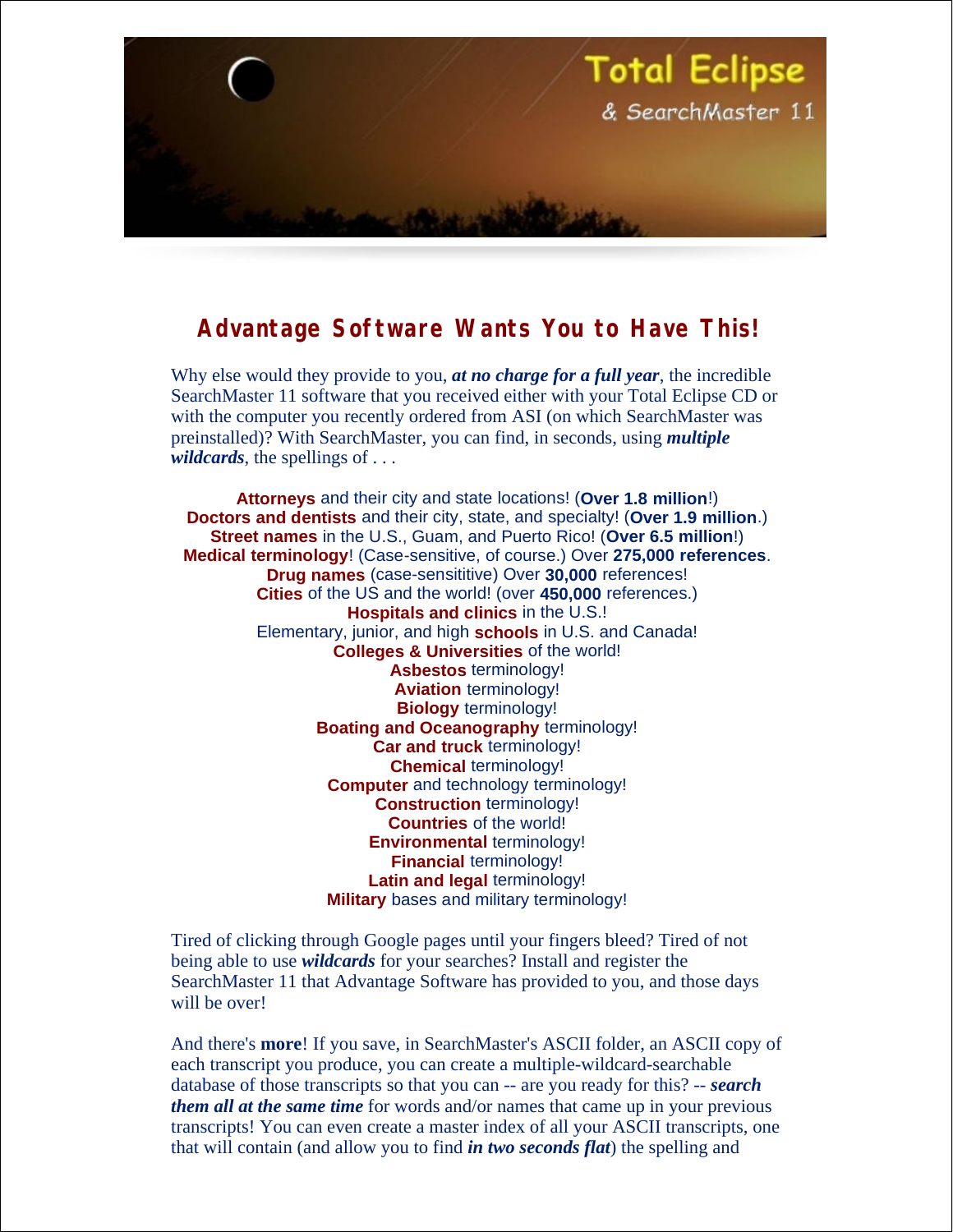# Total Eclipse

& SearchMaster 11

## Advantage Software Wants You to Have This!

Why else would they provide to you, ***at no charge for a full year***, the incredible SearchMaster 11 software that you received either with your Total Eclipse CD or with the computer you recently ordered from ASI (on which SearchMaster was preinstalled)? With SearchMaster, you can find, in seconds, using ***multiple wildcards***, the spellings of . . .

**Attorneys** and their city and state locations! (**Over 1.8 million**!)
**Doctors and dentists** and their city, state, and specialty! (**Over 1.9 million**.)
**Street names** in the U.S., Guam, and Puerto Rico! (**Over 6.5 million**!)
**Medical terminology**! (Case-sensitive, of course.) Over **275,000 references**.
**Drug names** (case-sensititive) Over **30,000** references!
**Cities** of the US and the world! (over **450,000** references.)
**Hospitals and clinics** in the U.S.!
Elementary, junior, and high **schools** in U.S. and Canada!
**Colleges & Universities** of the world!
**Asbestos** terminology!
**Aviation** terminology!
**Biology** terminology!
**Boating and Oceanography** terminology!
**Car and truck** terminology!
**Chemical** terminology!
**Computer** and technology terminology!
**Construction** terminology!
**Countries** of the world!
**Environmental** terminology!
**Financial** terminology!
**Latin and legal** terminology!
**Military** bases and military terminology!

Tired of clicking through Google pages until your fingers bleed? Tired of not being able to use ***wildcards*** for your searches? Install and register the SearchMaster 11 that Advantage Software has provided to you, and those days will be over!

And there's **more**! If you save, in SearchMaster's ASCII folder, an ASCII copy of each transcript you produce, you can create a multiple-wildcard-searchable database of those transcripts so that you can -- are you ready for this? -- ***search them all at the same time*** for words and/or names that came up in your previous transcripts! You can even create a master index of all your ASCII transcripts, one that will contain (and allow you to find ***in two seconds flat***) the spelling and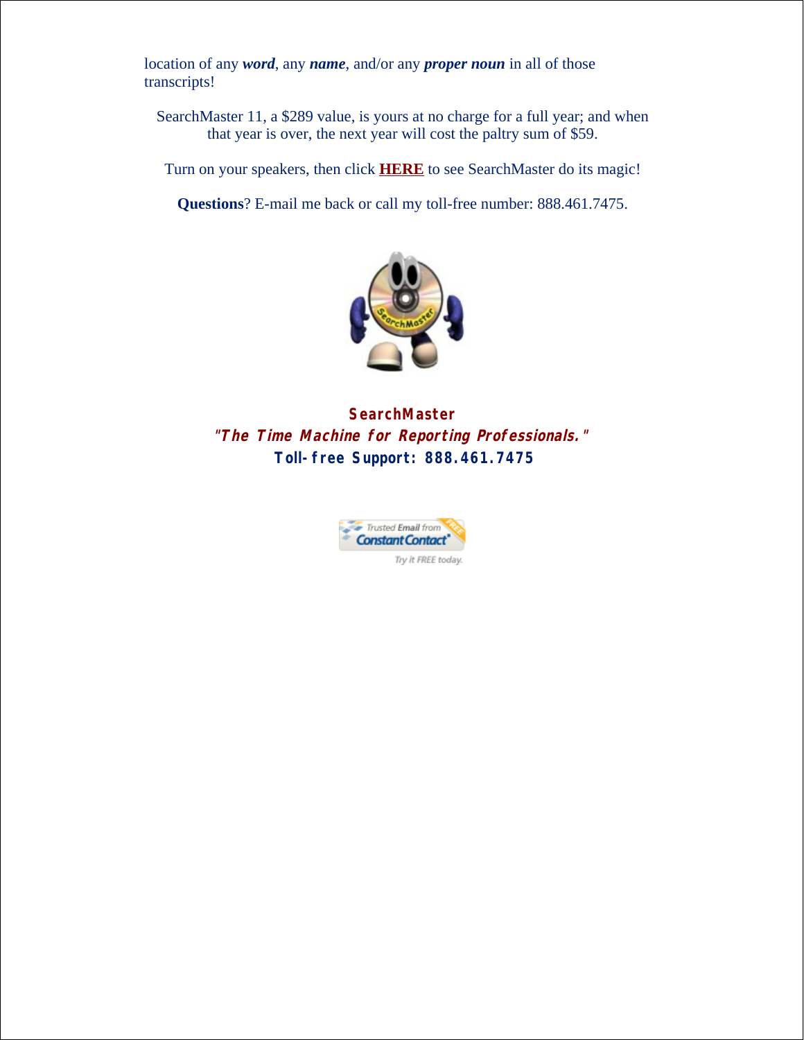location of any ***word***, any ***name***, and/or any ***proper noun*** in all of those transcripts!

SearchMaster 11, a $289 value, is yours at no charge for a full year; and when that year is over, the next year will cost the paltry sum of $59.

Turn on your speakers, then click **HERE** to see SearchMaster do its magic!

**Questions**? E-mail me back or call my toll-free number: 888.461.7475.

**SearchMaster**
***"The Time Machine for Reporting Professionals."***
**Toll-free Support: 888.461.7475**

Trusted Email from Constant Contact
Try it FREE today.